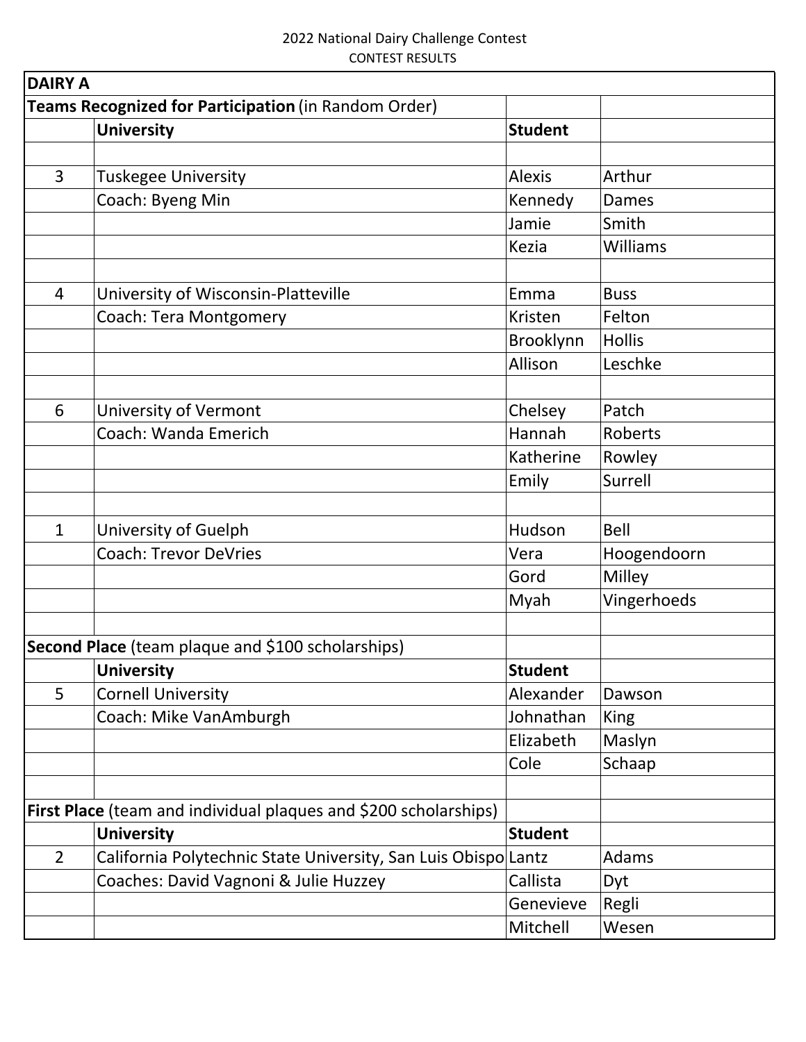2022 National Dairy Challenge Contest

CONTEST RESULTS

| DAIRY A | | | |
|---|---|---|---|
| **Teams Recognized for Participation** (in Random Order) | | | |
| | **University** | **Student** | |
| | | | |
| 3 | Tuskegee University | Alexis | Arthur |
| | Coach: Byeng Min | Kennedy | Dames |
| | | Jamie | Smith |
| | | Kezia | Williams |
| | | | |
| 4 | University of Wisconsin-Platteville | Emma | Buss |
| | Coach: Tera Montgomery | Kristen | Felton |
| | | Brooklynn | Hollis |
| | | Allison | Leschke |
| | | | |
| 6 | University of Vermont | Chelsey | Patch |
| | Coach: Wanda Emerich | Hannah | Roberts |
| | | Katherine | Rowley |
| | | Emily | Surrell |
| | | | |
| 1 | University of Guelph | Hudson | Bell |
| | Coach: Trevor DeVries | Vera | Hoogendoorn |
| | | Gord | Milley |
| | | Myah | Vingerhoeds |
| | | | |
| **Second Place** (team plaque and $100 scholarships) | | | |
| | **University** | **Student** | |
| 5 | Cornell University | Alexander | Dawson |
| | Coach: Mike VanAmburgh | Johnathan | King |
| | | Elizabeth | Maslyn |
| | | Cole | Schaap |
| | | | |
| **First Place** (team and individual plaques and $200 scholarships) | | | |
| | **University** | **Student** | |
| 2 | California Polytechnic State University, San Luis Obispo | Lantz | Adams |
| | Coaches: David Vagnoni & Julie Huzzey | Callista | Dyt |
| | | Genevieve | Regli |
| | | Mitchell | Wesen |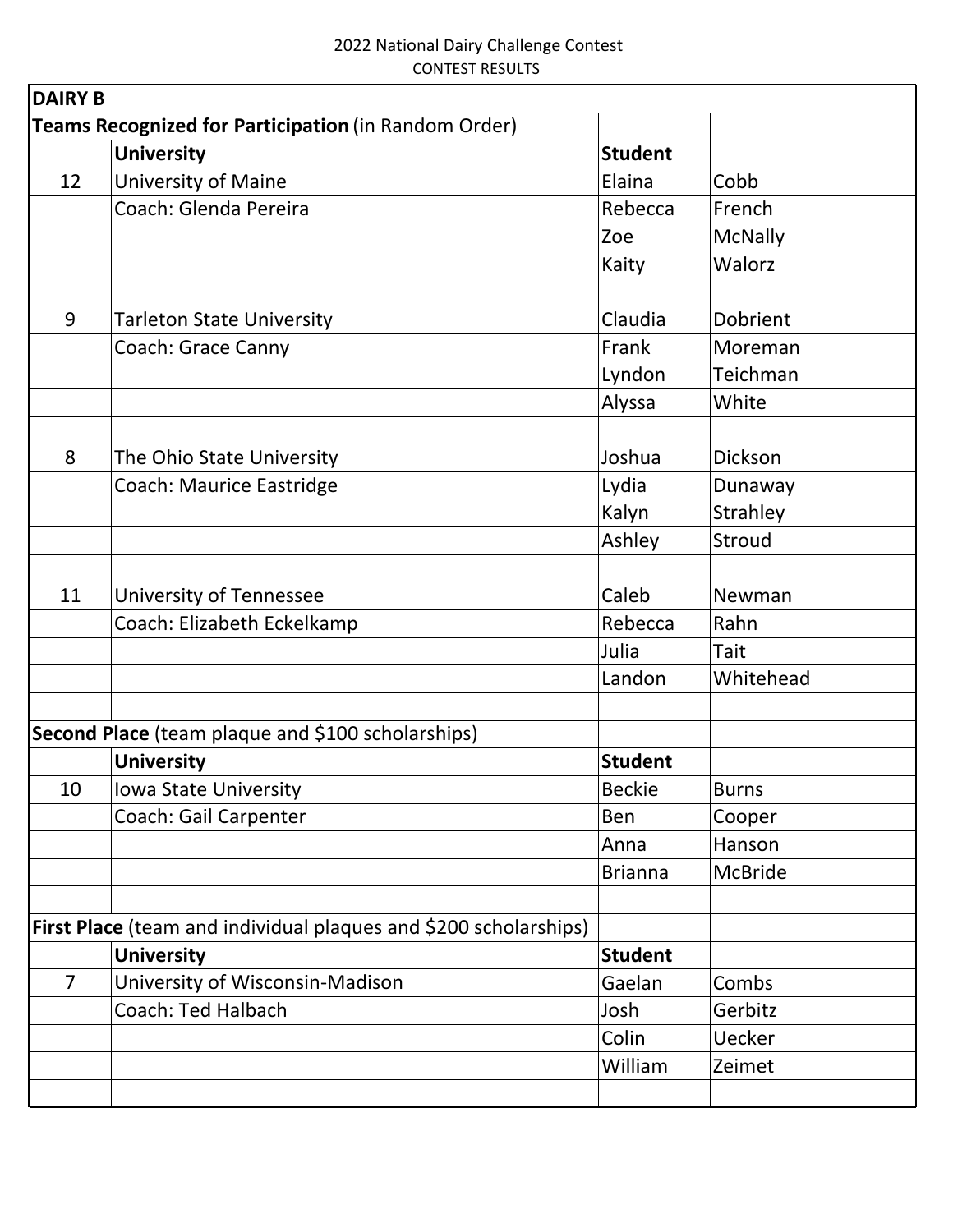2022 National Dairy Challenge Contest
CONTEST RESULTS

| **DAIRY B** | | | |
|---|---|---|---|
| **Teams Recognized for Participation** (in Random Order) | | | |
| | **University** | **Student** | |
| 12 | University of Maine | Elaina | Cobb |
| | Coach: Glenda Pereira | Rebecca | French |
| | | Zoe | McNally |
| | | Kaity | Walorz |
| | | | |
| 9 | Tarleton State University | Claudia | Dobrient |
| | Coach: Grace Canny | Frank | Moreman |
| | | Lyndon | Teichman |
| | | Alyssa | White |
| | | | |
| 8 | The Ohio State University | Joshua | Dickson |
| | Coach: Maurice Eastridge | Lydia | Dunaway |
| | | Kalyn | Strahley |
| | | Ashley | Stroud |
| | | | |
| 11 | University of Tennessee | Caleb | Newman |
| | Coach: Elizabeth Eckelkamp | Rebecca | Rahn |
| | | Julia | Tait |
| | | Landon | Whitehead |
| | | | |
| **Second Place** (team plaque and $100 scholarships) | | | |
| | **University** | **Student** | |
| 10 | Iowa State University | Beckie | Burns |
| | Coach: Gail Carpenter | Ben | Cooper |
| | | Anna | Hanson |
| | | Brianna | McBride |
| | | | |
| **First Place** (team and individual plaques and $200 scholarships) | | | |
| | **University** | **Student** | |
| 7 | University of Wisconsin-Madison | Gaelan | Combs |
| | Coach: Ted Halbach | Josh | Gerbitz |
| | | Colin | Uecker |
| | | William | Zeimet |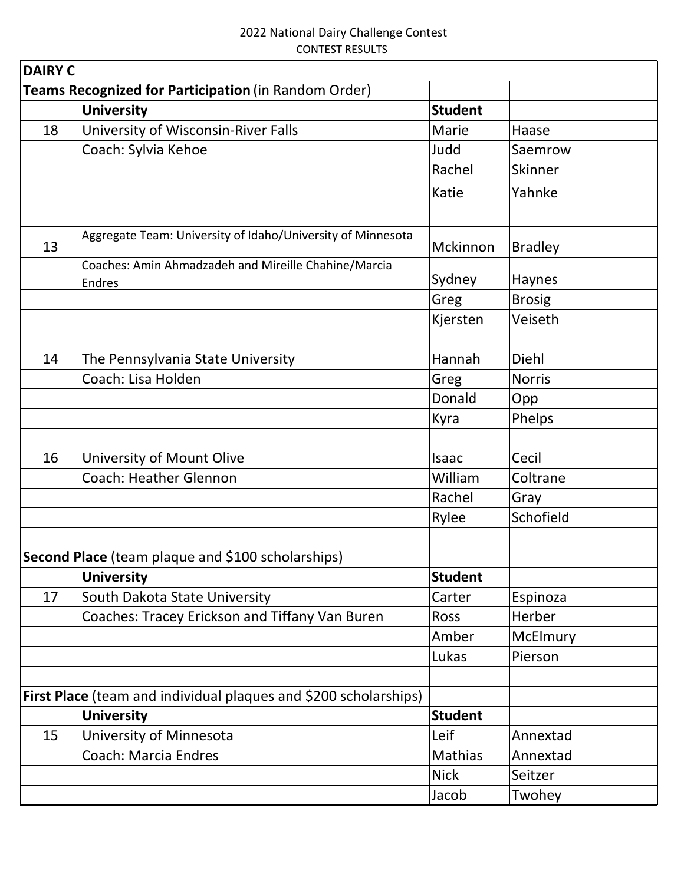2022 National Dairy Challenge Contest
CONTEST RESULTS

| DAIRY C | | | |
|---|---|---|---|
| **Teams Recognized for Participation** (in Random Order) | | | |
| | **University** | **Student** | |
| 18 | University of Wisconsin-River Falls | Marie | Haase |
| | Coach: Sylvia Kehoe | Judd | Saemrow |
| | | Rachel | Skinner |
| | | Katie | Yahnke |
| | | | |
| 13 | Aggregate Team: University of Idaho/University of Minnesota | Mckinnon | Bradley |
| | Coaches: Amin Ahmadzadeh and Mireille Chahine/Marcia Endres | Sydney | Haynes |
| | | Greg | Brosig |
| | | Kjersten | Veiseth |
| | | | |
| 14 | The Pennsylvania State University | Hannah | Diehl |
| | Coach: Lisa Holden | Greg | Norris |
| | | Donald | Opp |
| | | Kyra | Phelps |
| | | | |
| 16 | University of Mount Olive | Isaac | Cecil |
| | Coach: Heather Glennon | William | Coltrane |
| | | Rachel | Gray |
| | | Rylee | Schofield |
| | | | |
| **Second Place** (team plaque and $100 scholarships) | | | |
| | **University** | **Student** | |
| 17 | South Dakota State University | Carter | Espinoza |
| | Coaches: Tracey Erickson and Tiffany Van Buren | Ross | Herber |
| | | Amber | McElmury |
| | | Lukas | Pierson |
| | | | |
| **First Place** (team and individual plaques and $200 scholarships) | | | |
| | **University** | **Student** | |
| 15 | University of Minnesota | Leif | Annextad |
| | Coach: Marcia Endres | Mathias | Annextad |
| | | Nick | Seitzer |
| | | Jacob | Twohey |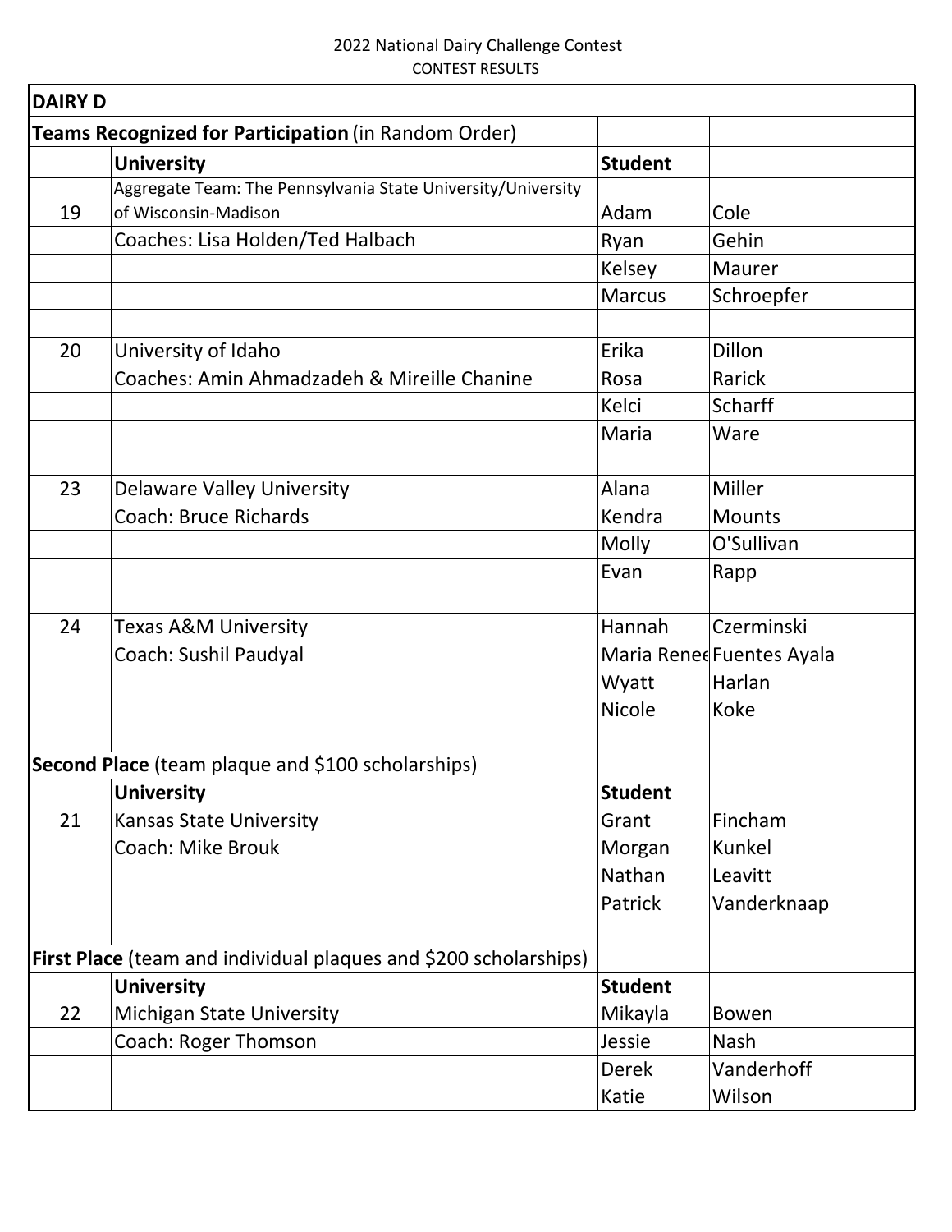2022 National Dairy Challenge Contest
CONTEST RESULTS

| DAIRY D | | | |
|---|---|---|---|
| **Teams Recognized for Participation** (in Random Order) | | | |
| | **University** | **Student** | |
| 19 | Aggregate Team: The Pennsylvania State University/University of Wisconsin-Madison | Adam | Cole |
| | Coaches: Lisa Holden/Ted Halbach | Ryan | Gehin |
| | | Kelsey | Maurer |
| | | Marcus | Schroepfer |
| | | | |
| 20 | University of Idaho | Erika | Dillon |
| | Coaches: Amin Ahmadzadeh & Mireille Chanine | Rosa | Rarick |
| | | Kelci | Scharff |
| | | Maria | Ware |
| | | | |
| 23 | Delaware Valley University | Alana | Miller |
| | Coach: Bruce Richards | Kendra | Mounts |
| | | Molly | O'Sullivan |
| | | Evan | Rapp |
| | | | |
| 24 | Texas A&M University | Hannah | Czerminski |
| | Coach: Sushil Paudyal | Maria Renee | Fuentes Ayala |
| | | Wyatt | Harlan |
| | | Nicole | Koke |
| | | | |
| **Second Place** (team plaque and $100 scholarships) | | | |
| | **University** | **Student** | |
| 21 | Kansas State University | Grant | Fincham |
| | Coach: Mike Brouk | Morgan | Kunkel |
| | | Nathan | Leavitt |
| | | Patrick | Vanderknaap |
| | | | |
| **First Place** (team and individual plaques and $200 scholarships) | | | |
| | **University** | **Student** | |
| 22 | Michigan State University | Mikayla | Bowen |
| | Coach: Roger Thomson | Jessie | Nash |
| | | Derek | Vanderhoff |
| | | Katie | Wilson |